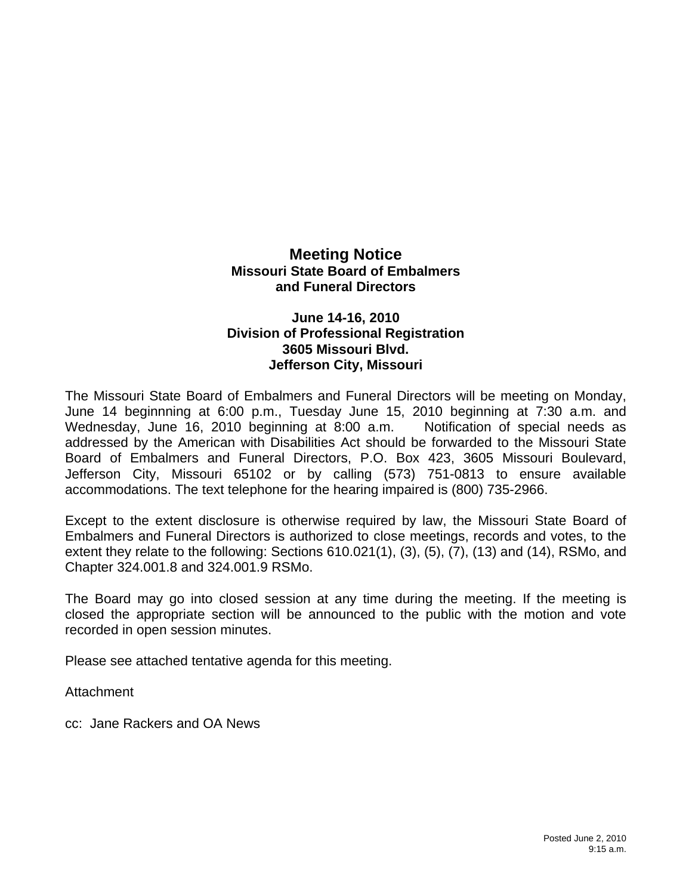# Meeting Notice

**Missouri State Board of Embalmers and Funeral Directors**

**June 14-16, 2010**
**Division of Professional Registration**
**3605 Missouri Blvd.**
**Jefferson City, Missouri**

The Missouri State Board of Embalmers and Funeral Directors will be meeting on Monday, June 14 beginnning at 6:00 p.m., Tuesday June 15, 2010 beginning at 7:30 a.m. and Wednesday, June 16, 2010 beginning at 8:00 a.m. Notification of special needs as addressed by the American with Disabilities Act should be forwarded to the Missouri State Board of Embalmers and Funeral Directors, P.O. Box 423, 3605 Missouri Boulevard, Jefferson City, Missouri 65102 or by calling (573) 751-0813 to ensure available accommodations. The text telephone for the hearing impaired is (800) 735-2966.

Except to the extent disclosure is otherwise required by law, the Missouri State Board of Embalmers and Funeral Directors is authorized to close meetings, records and votes, to the extent they relate to the following: Sections 610.021(1), (3), (5), (7), (13) and (14), RSMo, and Chapter 324.001.8 and 324.001.9 RSMo.

The Board may go into closed session at any time during the meeting. If the meeting is closed the appropriate section will be announced to the public with the motion and vote recorded in open session minutes.

Please see attached tentative agenda for this meeting.

Attachment

cc: Jane Rackers and OA News

Posted June 2, 2010
9:15 a.m.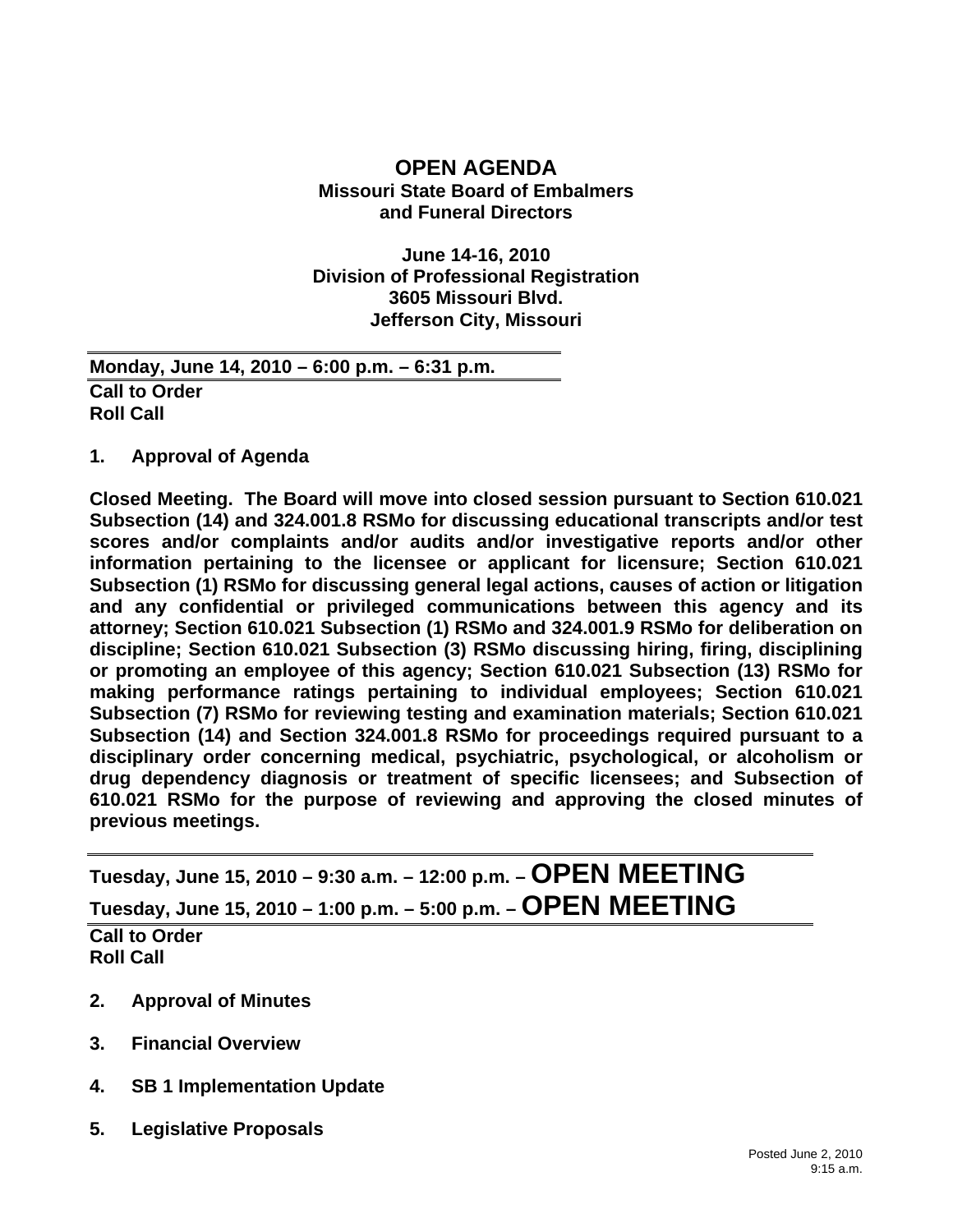# OPEN AGENDA

**Missouri State Board of Embalmers and Funeral Directors**

**June 14-16, 2010**
**Division of Professional Registration**
**3605 Missouri Blvd.**
**Jefferson City, Missouri**

---

**Monday, June 14, 2010 – 6:00 p.m. – 6:31 p.m.**

---

**Call to Order**
**Roll Call**

**1. Approval of Agenda**

**Closed Meeting. The Board will move into closed session pursuant to Section 610.021 Subsection (14) and 324.001.8 RSMo for discussing educational transcripts and/or test scores and/or complaints and/or audits and/or investigative reports and/or other information pertaining to the licensee or applicant for licensure; Section 610.021 Subsection (1) RSMo for discussing general legal actions, causes of action or litigation and any confidential or privileged communications between this agency and its attorney; Section 610.021 Subsection (1) RSMo and 324.001.9 RSMo for deliberation on discipline; Section 610.021 Subsection (3) RSMo discussing hiring, firing, disciplining or promoting an employee of this agency; Section 610.021 Subsection (13) RSMo for making performance ratings pertaining to individual employees; Section 610.021 Subsection (7) RSMo for reviewing testing and examination materials; Section 610.021 Subsection (14) and Section 324.001.8 RSMo for proceedings required pursuant to a disciplinary order concerning medical, psychiatric, psychological, or alcoholism or drug dependency diagnosis or treatment of specific licensees; and Subsection of 610.021 RSMo for the purpose of reviewing and approving the closed minutes of previous meetings.**

---

**Tuesday, June 15, 2010 – 9:30 a.m. – 12:00 p.m. – OPEN MEETING**
**Tuesday, June 15, 2010 – 1:00 p.m. – 5:00 p.m. – OPEN MEETING**

---

**Call to Order**
**Roll Call**

**2. Approval of Minutes**

**3. Financial Overview**

**4. SB 1 Implementation Update**

**5. Legislative Proposals**

Posted June 2, 2010
9:15 a.m.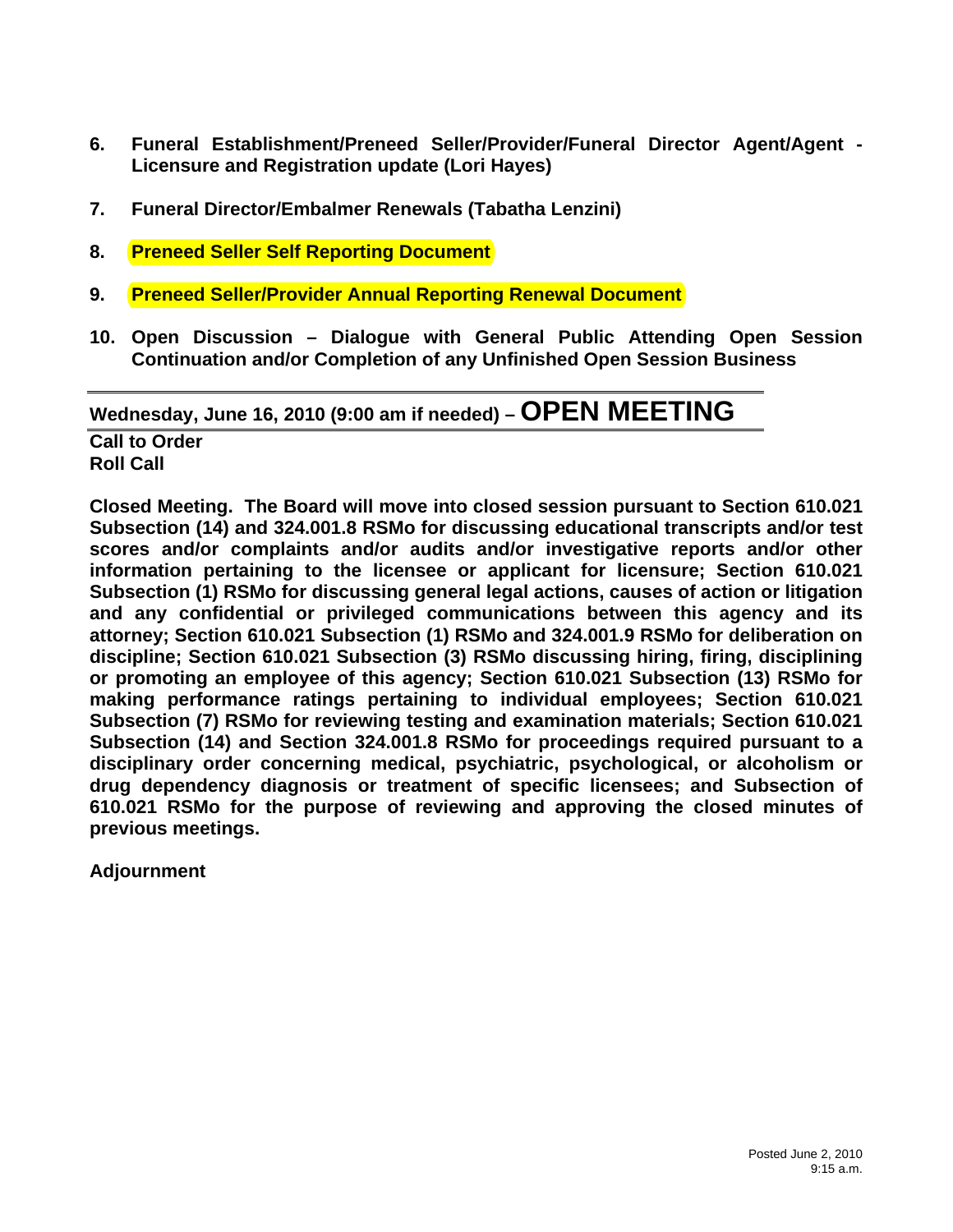6. **Funeral Establishment/Preneed Seller/Provider/Funeral Director Agent/Agent - Licensure and Registration update (Lori Hayes)**

7. **Funeral Director/Embalmer Renewals (Tabatha Lenzini)**

8. **Preneed Seller Self Reporting Document**

9. **Preneed Seller/Provider Annual Reporting Renewal Document**

10. **Open Discussion – Dialogue with General Public Attending Open Session Continuation and/or Completion of any Unfinished Open Session Business**

## Wednesday, June 16, 2010 (9:00 am if needed) – OPEN MEETING

**Call to Order**
**Roll Call**

**Closed Meeting. The Board will move into closed session pursuant to Section 610.021 Subsection (14) and 324.001.8 RSMo for discussing educational transcripts and/or test scores and/or complaints and/or audits and/or investigative reports and/or other information pertaining to the licensee or applicant for licensure; Section 610.021 Subsection (1) RSMo for discussing general legal actions, causes of action or litigation and any confidential or privileged communications between this agency and its attorney; Section 610.021 Subsection (1) RSMo and 324.001.9 RSMo for deliberation on discipline; Section 610.021 Subsection (3) RSMo discussing hiring, firing, disciplining or promoting an employee of this agency; Section 610.021 Subsection (13) RSMo for making performance ratings pertaining to individual employees; Section 610.021 Subsection (7) RSMo for reviewing testing and examination materials; Section 610.021 Subsection (14) and Section 324.001.8 RSMo for proceedings required pursuant to a disciplinary order concerning medical, psychiatric, psychological, or alcoholism or drug dependency diagnosis or treatment of specific licensees; and Subsection of 610.021 RSMo for the purpose of reviewing and approving the closed minutes of previous meetings.**

**Adjournment**

Posted June 2, 2010
9:15 a.m.